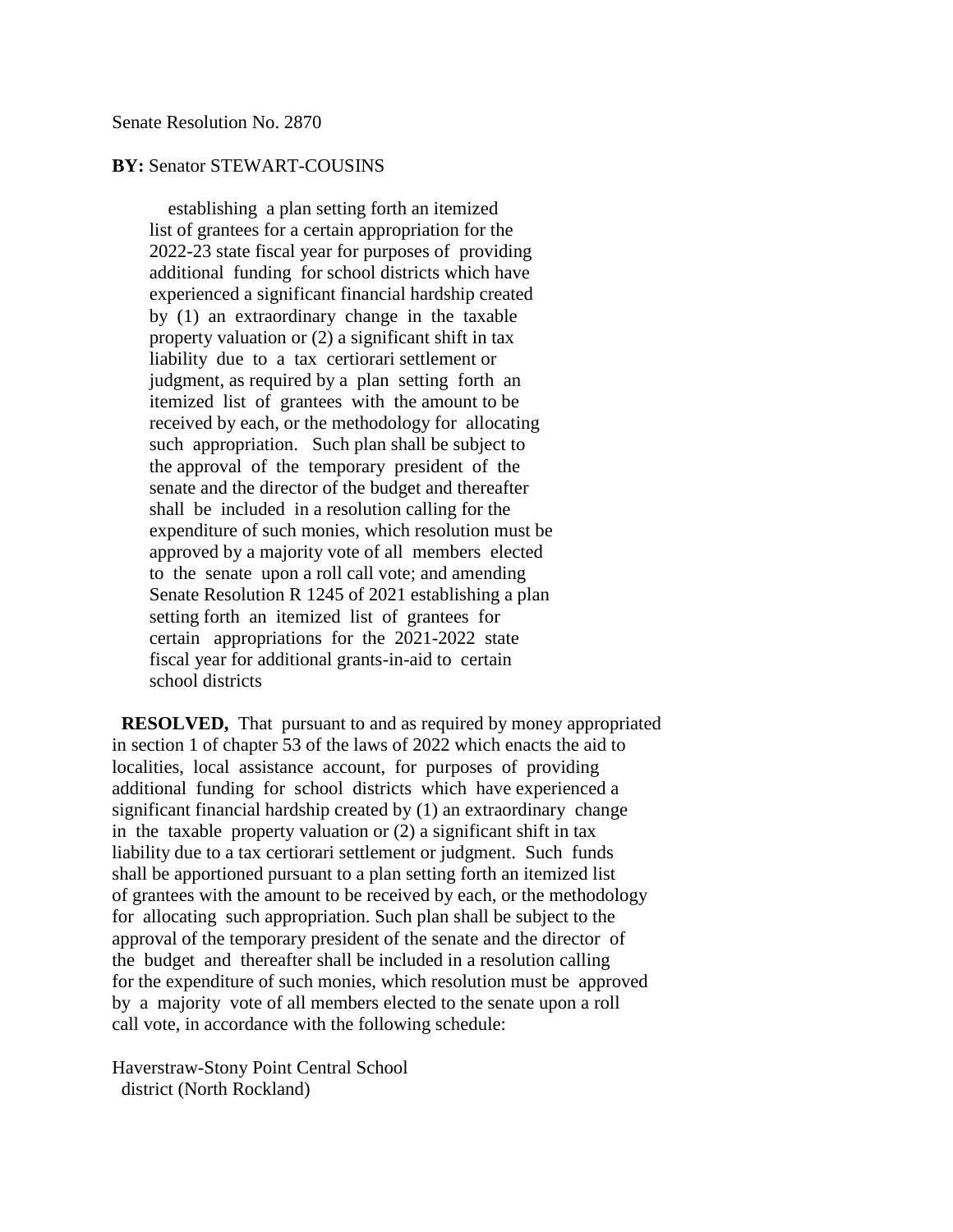Senate Resolution No. 2870

**BY:** Senator STEWART-COUSINS

establishing a plan setting forth an itemized list of grantees for a certain appropriation for the 2022-23 state fiscal year for purposes of providing additional funding for school districts which have experienced a significant financial hardship created by (1) an extraordinary change in the taxable property valuation or (2) a significant shift in tax liability due to a tax certiorari settlement or judgment, as required by a plan setting forth an itemized list of grantees with the amount to be received by each, or the methodology for allocating such appropriation. Such plan shall be subject to the approval of the temporary president of the senate and the director of the budget and thereafter shall be included in a resolution calling for the expenditure of such monies, which resolution must be approved by a majority vote of all members elected to the senate upon a roll call vote; and amending Senate Resolution R 1245 of 2021 establishing a plan setting forth an itemized list of grantees for certain appropriations for the 2021-2022 state fiscal year for additional grants-in-aid to certain school districts

**RESOLVED,** That pursuant to and as required by money appropriated in section 1 of chapter 53 of the laws of 2022 which enacts the aid to localities, local assistance account, for purposes of providing additional funding for school districts which have experienced a significant financial hardship created by (1) an extraordinary change in the taxable property valuation or (2) a significant shift in tax liability due to a tax certiorari settlement or judgment. Such funds shall be apportioned pursuant to a plan setting forth an itemized list of grantees with the amount to be received by each, or the methodology for allocating such appropriation. Such plan shall be subject to the approval of the temporary president of the senate and the director of the budget and thereafter shall be included in a resolution calling for the expenditure of such monies, which resolution must be approved by a majority vote of all members elected to the senate upon a roll call vote, in accordance with the following schedule:

Haverstraw-Stony Point Central School district (North Rockland)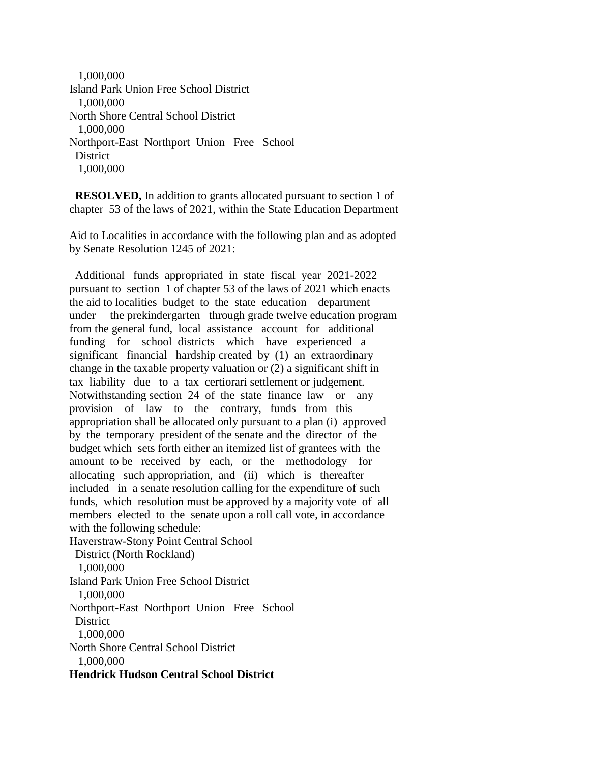1,000,000
Island Park Union Free School District
1,000,000
North Shore Central School District
1,000,000
Northport-East Northport Union Free School District
1,000,000

**RESOLVED,** In addition to grants allocated pursuant to section 1 of chapter 53 of the laws of 2021, within the State Education Department

Aid to Localities in accordance with the following plan and as adopted by Senate Resolution 1245 of 2021:

Additional funds appropriated in state fiscal year 2021-2022 pursuant to section 1 of chapter 53 of the laws of 2021 which enacts the aid to localities budget to the state education department under the prekindergarten through grade twelve education program from the general fund, local assistance account for additional funding for school districts which have experienced a significant financial hardship created by (1) an extraordinary change in the taxable property valuation or (2) a significant shift in tax liability due to a tax certiorari settlement or judgement. Notwithstanding section 24 of the state finance law or any provision of law to the contrary, funds from this appropriation shall be allocated only pursuant to a plan (i) approved by the temporary president of the senate and the director of the budget which sets forth either an itemized list of grantees with the amount to be received by each, or the methodology for allocating such appropriation, and (ii) which is thereafter included in a senate resolution calling for the expenditure of such funds, which resolution must be approved by a majority vote of all members elected to the senate upon a roll call vote, in accordance with the following schedule:

Haverstraw-Stony Point Central School District (North Rockland)
1,000,000
Island Park Union Free School District
1,000,000
Northport-East Northport Union Free School District
1,000,000
North Shore Central School District
1,000,000
**Hendrick Hudson Central School District**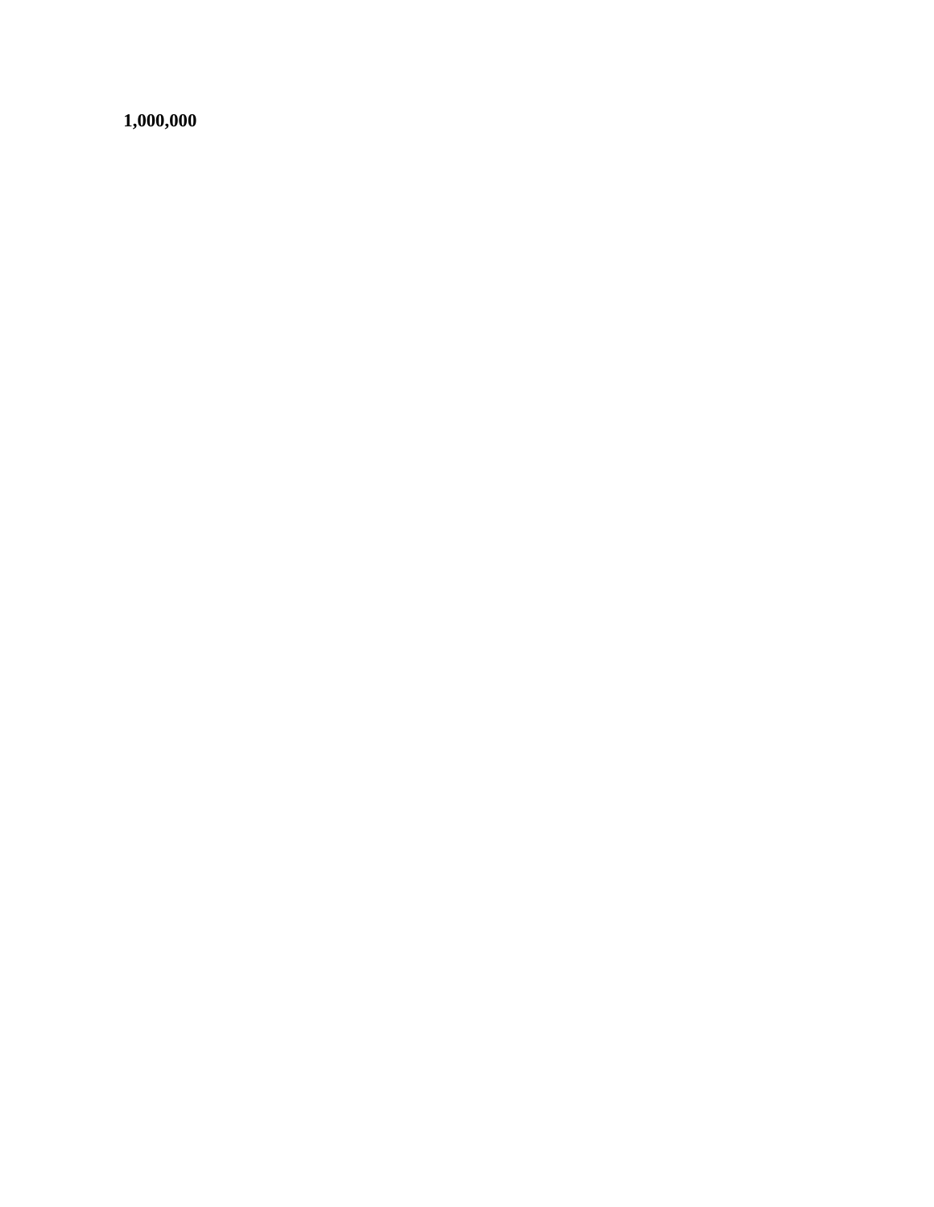**1,000,000**